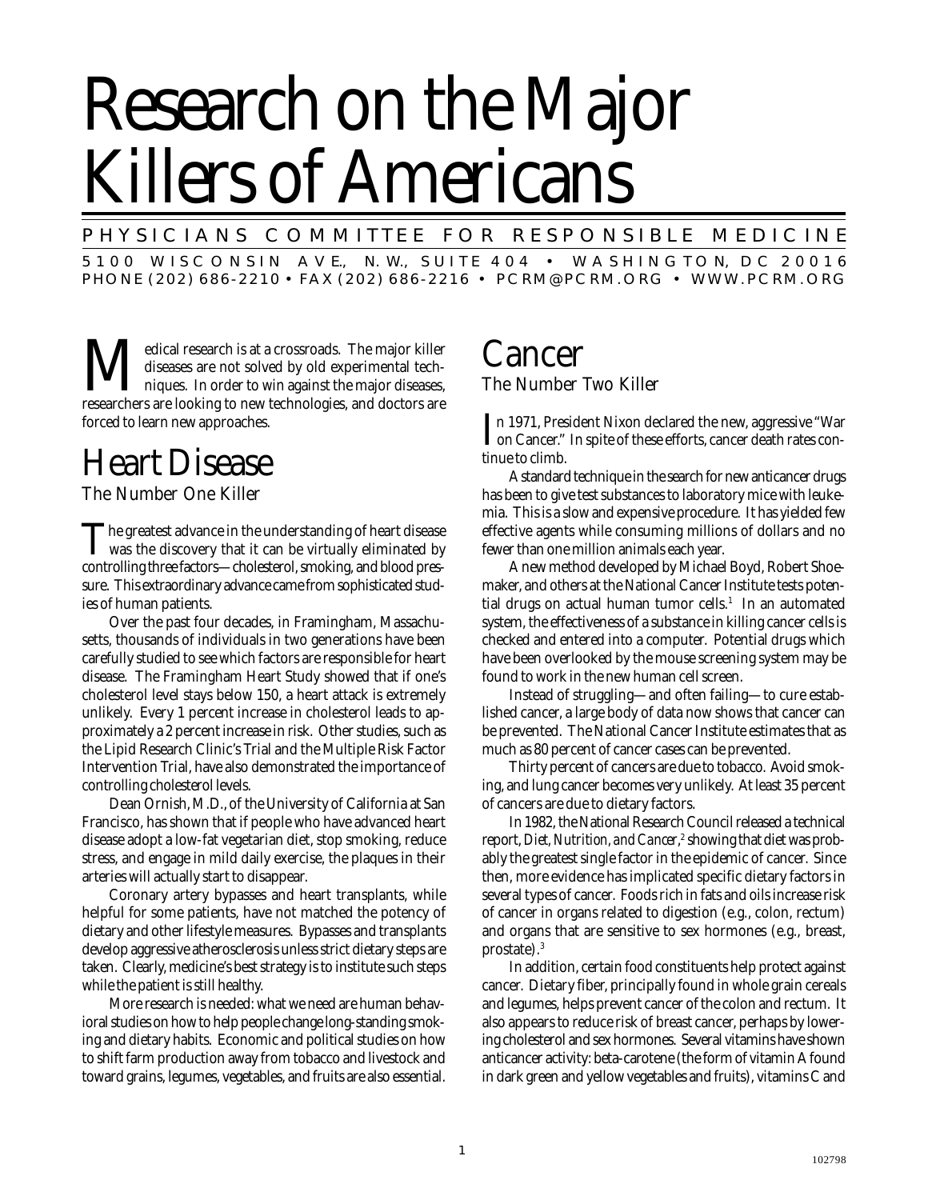# Research on the Major Killers of Americans

PHYSICIANS COMMITTEE FOR RESPONSIBLE MEDICINE

5100 WISCONSIN AVE., N.W., SUITE 404 • WASHINGTON, DC 20016
PHONE (202) 686-2210 • FAX (202) 686-2216 • PCRM@PCRM.ORG • WWW.PCRM.ORG

Medical research is at a crossroads. The major killer diseases are not solved by old experimental techniques. In order to win against the major diseases, researchers are looking to new technologies, and doctors are forced to learn new approaches.

## Heart Disease

### The Number One Killer

The greatest advance in the understanding of heart disease was the discovery that it can be virtually eliminated by controlling three factors—cholesterol, smoking, and blood pressure. This extraordinary advance came from sophisticated studies of human patients.

Over the past four decades, in Framingham, Massachusetts, thousands of individuals in two generations have been carefully studied to see which factors are responsible for heart disease. The Framingham Heart Study showed that if one's cholesterol level stays below 150, a heart attack is extremely unlikely. Every 1 percent increase in cholesterol leads to approximately a 2 percent increase in risk. Other studies, such as the Lipid Research Clinic's Trial and the Multiple Risk Factor Intervention Trial, have also demonstrated the importance of controlling cholesterol levels.

Dean Ornish, M.D., of the University of California at San Francisco, has shown that if people who have advanced heart disease adopt a low-fat vegetarian diet, stop smoking, reduce stress, and engage in mild daily exercise, the plaques in their arteries will actually start to disappear.

Coronary artery bypasses and heart transplants, while helpful for some patients, have not matched the potency of dietary and other lifestyle measures. Bypasses and transplants develop aggressive atherosclerosis unless strict dietary steps are taken. Clearly, medicine's best strategy is to institute such steps while the patient is still healthy.

More research is needed: what we need are human behavioral studies on how to help people change long-standing smoking and dietary habits. Economic and political studies on how to shift farm production away from tobacco and livestock and toward grains, legumes, vegetables, and fruits are also essential.

## Cancer

### The Number Two Killer

In 1971, President Nixon declared the new, aggressive "War on Cancer." In spite of these efforts, cancer death rates continue to climb.

A standard technique in the search for new anticancer drugs has been to give test substances to laboratory mice with leukemia. This is a slow and expensive procedure. It has yielded few effective agents while consuming millions of dollars and no fewer than one million animals each year.

A new method developed by Michael Boyd, Robert Shoemaker, and others at the National Cancer Institute tests potential drugs on actual human tumor cells.[1] In an automated system, the effectiveness of a substance in killing cancer cells is checked and entered into a computer. Potential drugs which have been overlooked by the mouse screening system may be found to work in the new human cell screen.

Instead of struggling—and often failing—to cure established cancer, a large body of data now shows that cancer can be prevented. The National Cancer Institute estimates that as much as 80 percent of cancer cases can be prevented.

Thirty percent of cancers are due to tobacco. Avoid smoking, and lung cancer becomes very unlikely. At least 35 percent of cancers are due to dietary factors.

In 1982, the National Research Council released a technical report, *Diet, Nutrition, and Cancer*,[2] showing that diet was probably the greatest single factor in the epidemic of cancer. Since then, more evidence has implicated specific dietary factors in several types of cancer. Foods rich in fats and oils increase risk of cancer in organs related to digestion (e.g., colon, rectum) and organs that are sensitive to sex hormones (e.g., breast, prostate).[3]

In addition, certain food constituents help protect against cancer. Dietary fiber, principally found in whole grain cereals and legumes, helps prevent cancer of the colon and rectum. It also appears to reduce risk of breast cancer, perhaps by lowering cholesterol and sex hormones. Several vitamins have shown anticancer activity: beta-carotene (the form of vitamin A found in dark green and yellow vegetables and fruits), vitamins C and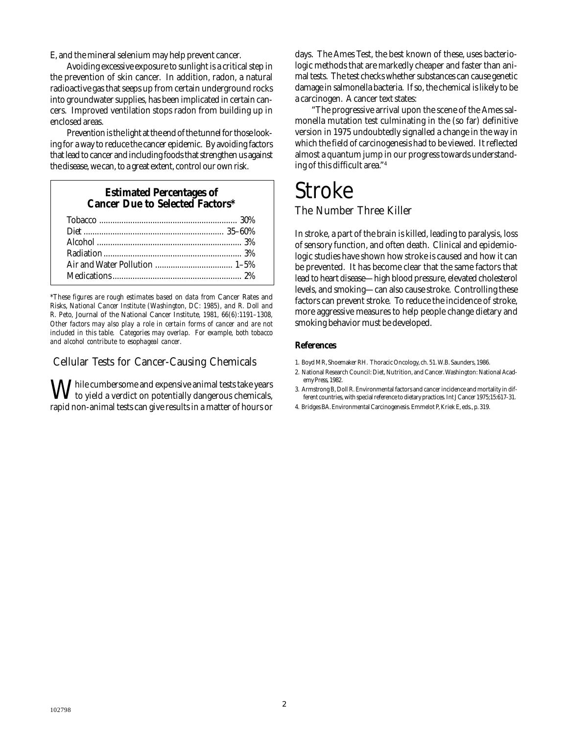E, and the mineral selenium may help prevent cancer.

Avoiding excessive exposure to sunlight is a critical step in the prevention of skin cancer. In addition, radon, a natural radioactive gas that seeps up from certain underground rocks into groundwater supplies, has been implicated in certain cancers. Improved ventilation stops radon from building up in enclosed areas.

Prevention is the light at the end of the tunnel for those looking for a way to reduce the cancer epidemic. By avoiding factors that lead to cancer and including foods that strengthen us against the disease, we can, to a great extent, control our own risk.

**Estimated Percentages of Cancer Due to Selected Factors***

| | |
|---|---|
| Tobacco | 30% |
| Diet | 35–60% |
| Alcohol | 3% |
| Radiation | 3% |
| Air and Water Pollution | 1–5% |
| Medications | 2% |

*\*These figures are rough estimates based on data from Cancer Rates and Risks, National Cancer Institute (Washington, DC: 1985), and R. Doll and R. Peto, Journal of the National Cancer Institute, 1981, 66(6):1191–1308, Other factors may also play a role in certain forms of cancer and are not included in this table. Categories may overlap. For example, both tobacco and alcohol contribute to esophageal cancer.*

## Cellular Tests for Cancer-Causing Chemicals

While cumbersome and expensive animal tests take years to yield a verdict on potentially dangerous chemicals, rapid non-animal tests can give results in a matter of hours or days. The Ames Test, the best known of these, uses bacteriologic methods that are markedly cheaper and faster than animal tests. The test checks whether substances can cause genetic damage in salmonella bacteria. If so, the chemical is likely to be a carcinogen. A cancer text states:

"The progressive arrival upon the scene of the Ames salmonella mutation test culminating in the (so far) definitive version in 1975 undoubtedly signalled a change in the way in which the field of carcinogenesis had to be viewed. It reflected almost a quantum jump in our progress towards understanding of this difficult area."[4]

# Stroke

## The Number Three Killer

In stroke, a part of the brain is killed, leading to paralysis, loss of sensory function, and often death. Clinical and epidemiologic studies have shown how stroke is caused and how it can be prevented. It has become clear that the same factors that lead to heart disease—high blood pressure, elevated cholesterol levels, and smoking—can also cause stroke. Controlling these factors can prevent stroke. To reduce the incidence of stroke, more aggressive measures to help people change dietary and smoking behavior must be developed.

### References

1. Boyd MR, Shoemaker RH. Thoracic Oncology, ch. 51. W.B. Saunders, 1986.
2. National Research Council: Diet, Nutrition, and Cancer. Washington: National Academy Press, 1982.
3. Armstrong B, Doll R. Environmental factors and cancer incidence and mortality in different countries, with special reference to dietary practices. Int J Cancer 1975;15:617-31.
4. Bridges BA. Environmental Carcinogenesis. Emmelot P, Kriek E, eds., p. 319.

102798